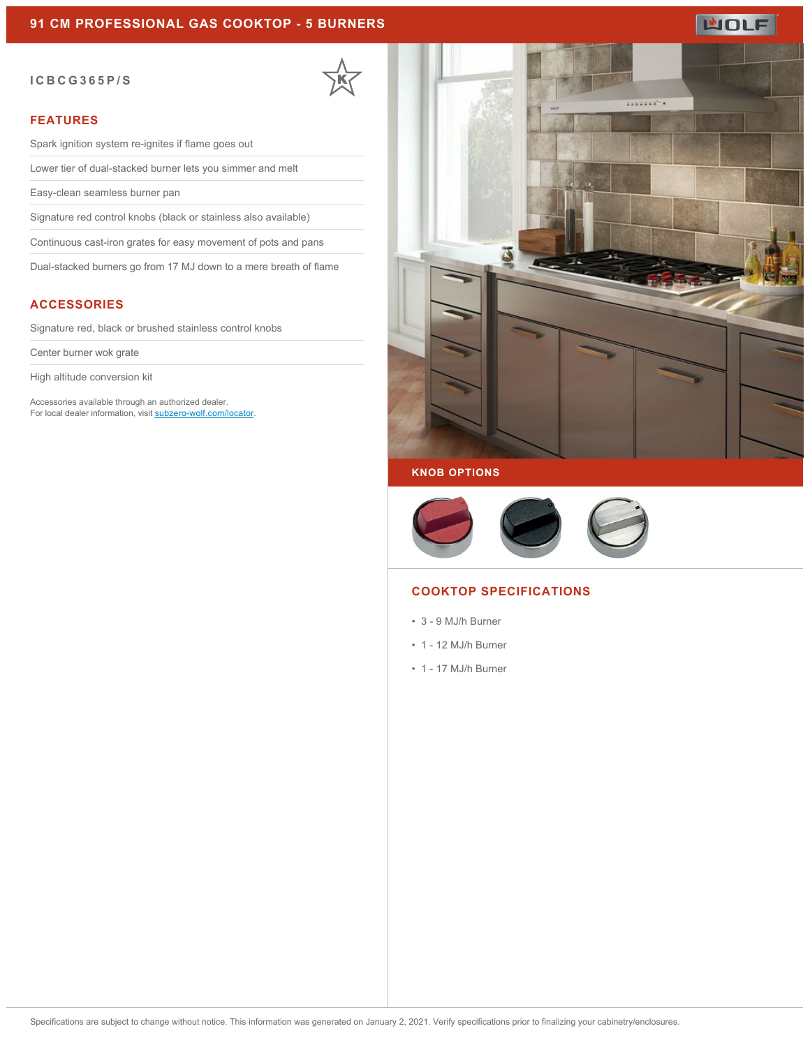# 91 CM PROFESSIONAL GAS COOKTOP - 5 BURNERS

ICBCG365P/S

## FEATURES

- Spark ignition system re-ignites if flame goes out
- Lower tier of dual-stacked burner lets you simmer and melt
- Easy-clean seamless burner pan
- Signature red control knobs (black or stainless also available)
- Continuous cast-iron grates for easy movement of pots and pans
- Dual-stacked burners go from 17 MJ down to a mere breath of flame

## ACCESSORIES

- Signature red, black or brushed stainless control knobs
- Center burner wok grate
- High altitude conversion kit

Accessories available through an authorized dealer.
For local dealer information, visit [subzero-wolf.com/locator](subzero-wolf.com/locator).

## KNOB OPTIONS

## COOKTOP SPECIFICATIONS

- 3 - 9 MJ/h Burner
- 1 - 12 MJ/h Burner
- 1 - 17 MJ/h Burner

Specifications are subject to change without notice. This information was generated on January 2, 2021. Verify specifications prior to finalizing your cabinetry/enclosures.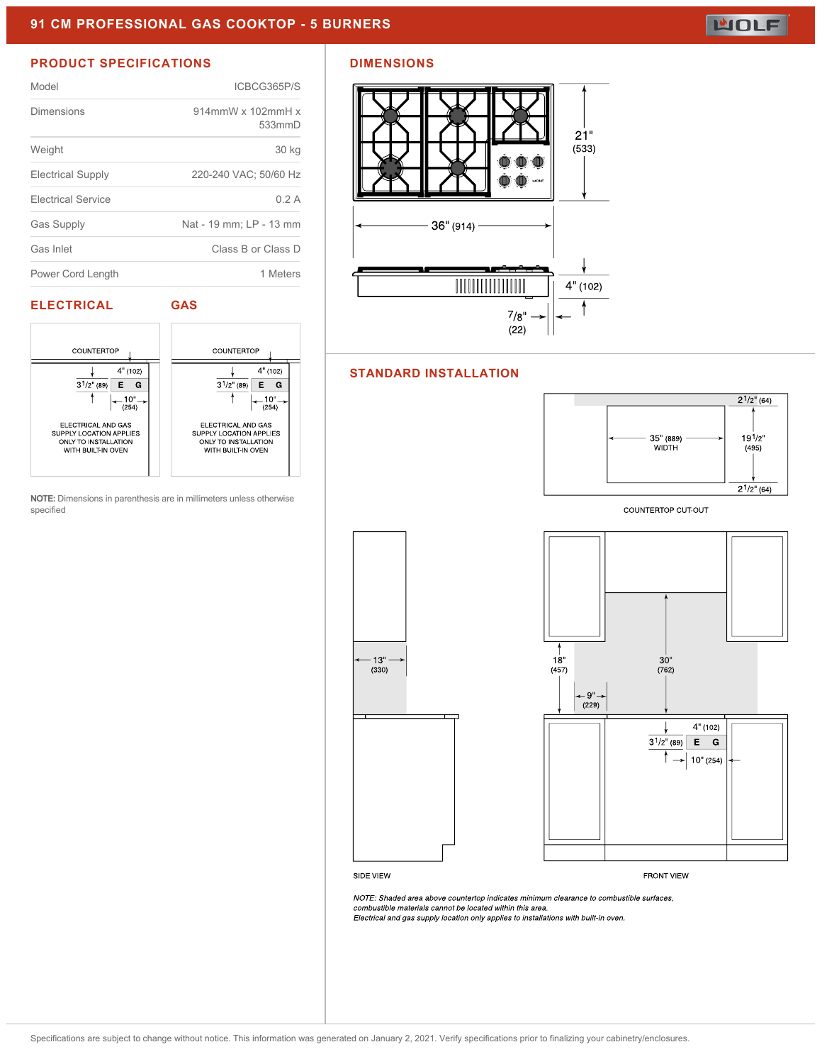# 91 CM PROFESSIONAL GAS COOKTOP - 5 BURNERS

## PRODUCT SPECIFICATIONS

| | |
|---|---|
| Model | ICBCG365P/S |
| Dimensions | 914mmW x 102mmH x 533mmD |
| Weight | 30 kg |
| Electrical Supply | 220-240 VAC; 50/60 Hz |
| Electrical Service | 0.2 A |
| Gas Supply | Nat - 19 mm; LP - 13 mm |
| Gas Inlet | Class B or Class D |
| Power Cord Length | 1 Meters |

## ELECTRICAL

COUNTERTOP

4" (102)

3 1/2" (89)

E G

10" (254)

ELECTRICAL AND GAS SUPPLY LOCATION APPLIES ONLY TO INSTALLATION WITH BUILT-IN OVEN

## GAS

COUNTERTOP

4" (102)

3 1/2" (89)

E G

10" (254)

ELECTRICAL AND GAS SUPPLY LOCATION APPLIES ONLY TO INSTALLATION WITH BUILT-IN OVEN

**NOTE:** Dimensions in parenthesis are in millimeters unless otherwise specified

## DIMENSIONS

21" (533)

36" (914)

4" (102)

7/8" (22)

## STANDARD INSTALLATION

2 1/2" (64)

35" (889) WIDTH

19 1/2" (495)

2 1/2" (64)

COUNTERTOP CUT-OUT

13" (330)

SIDE VIEW

18" (457)

30" (762)

9" (229)

4" (102)

3 1/2" (89)

E G

10" (254)

FRONT VIEW

*NOTE: Shaded area above countertop indicates minimum clearance to combustible surfaces, combustible materials cannot be located within this area.*
*Electrical and gas supply location only applies to installations with built-in oven.*

Specifications are subject to change without notice. This information was generated on January 2, 2021. Verify specifications prior to finalizing your cabinetry/enclosures.